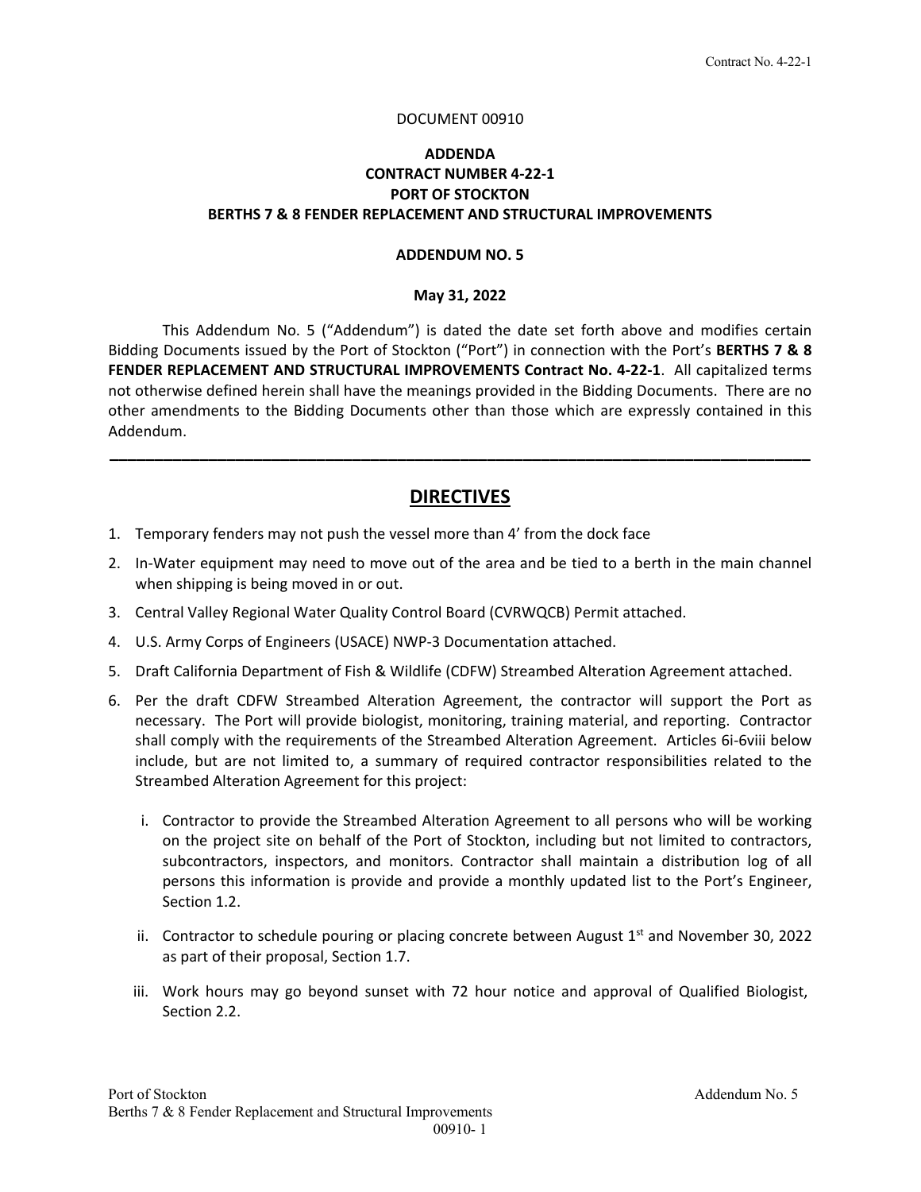DOCUMENT 00910

**ADDENDA**
**CONTRACT NUMBER 4-22-1**
**PORT OF STOCKTON**
**BERTHS 7 & 8 FENDER REPLACEMENT AND STRUCTURAL IMPROVEMENTS**

**ADDENDUM NO. 5**

**May 31, 2022**

This Addendum No. 5 ("Addendum") is dated the date set forth above and modifies certain Bidding Documents issued by the Port of Stockton ("Port") in connection with the Port's **BERTHS 7 & 8 FENDER REPLACEMENT AND STRUCTURAL IMPROVEMENTS Contract No. 4-22-1**. All capitalized terms not otherwise defined herein shall have the meanings provided in the Bidding Documents. There are no other amendments to the Bidding Documents other than those which are expressly contained in this Addendum.

---

## DIRECTIVES

1. Temporary fenders may not push the vessel more than 4' from the dock face
2. In-Water equipment may need to move out of the area and be tied to a berth in the main channel when shipping is being moved in or out.
3. Central Valley Regional Water Quality Control Board (CVRWQCB) Permit attached.
4. U.S. Army Corps of Engineers (USACE) NWP-3 Documentation attached.
5. Draft California Department of Fish & Wildlife (CDFW) Streambed Alteration Agreement attached.
6. Per the draft CDFW Streambed Alteration Agreement, the contractor will support the Port as necessary. The Port will provide biologist, monitoring, training material, and reporting. Contractor shall comply with the requirements of the Streambed Alteration Agreement. Articles 6i-6viii below include, but are not limited to, a summary of required contractor responsibilities related to the Streambed Alteration Agreement for this project:

   i. Contractor to provide the Streambed Alteration Agreement to all persons who will be working on the project site on behalf of the Port of Stockton, including but not limited to contractors, subcontractors, inspectors, and monitors. Contractor shall maintain a distribution log of all persons this information is provide and provide a monthly updated list to the Port's Engineer, Section 1.2.

   ii. Contractor to schedule pouring or placing concrete between August 1st and November 30, 2022 as part of their proposal, Section 1.7.

   iii. Work hours may go beyond sunset with 72 hour notice and approval of Qualified Biologist, Section 2.2.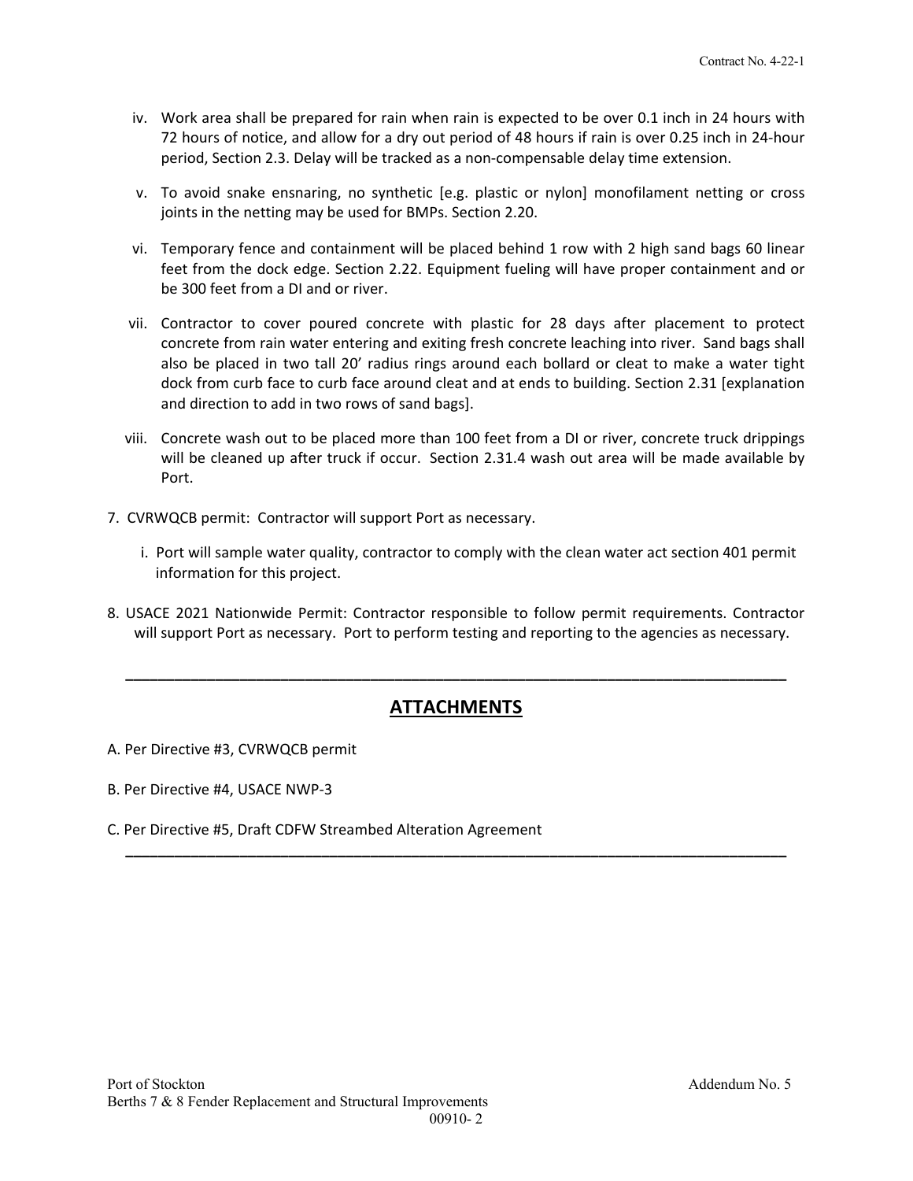iv. Work area shall be prepared for rain when rain is expected to be over 0.1 inch in 24 hours with 72 hours of notice, and allow for a dry out period of 48 hours if rain is over 0.25 inch in 24-hour period, Section 2.3. Delay will be tracked as a non-compensable delay time extension.

v. To avoid snake ensnaring, no synthetic [e.g. plastic or nylon] monofilament netting or cross joints in the netting may be used for BMPs. Section 2.20.

vi. Temporary fence and containment will be placed behind 1 row with 2 high sand bags 60 linear feet from the dock edge. Section 2.22. Equipment fueling will have proper containment and or be 300 feet from a DI and or river.

vii. Contractor to cover poured concrete with plastic for 28 days after placement to protect concrete from rain water entering and exiting fresh concrete leaching into river. Sand bags shall also be placed in two tall 20' radius rings around each bollard or cleat to make a water tight dock from curb face to curb face around cleat and at ends to building. Section 2.31 [explanation and direction to add in two rows of sand bags].

viii. Concrete wash out to be placed more than 100 feet from a DI or river, concrete truck drippings will be cleaned up after truck if occur. Section 2.31.4 wash out area will be made available by Port.

7. CVRWQCB permit: Contractor will support Port as necessary.

   i. Port will sample water quality, contractor to comply with the clean water act section 401 permit information for this project.

8. USACE 2021 Nationwide Permit: Contractor responsible to follow permit requirements. Contractor will support Port as necessary. Port to perform testing and reporting to the agencies as necessary.

---

## ATTACHMENTS

A. Per Directive #3, CVRWQCB permit

B. Per Directive #4, USACE NWP-3

C. Per Directive #5, Draft CDFW Streambed Alteration Agreement

---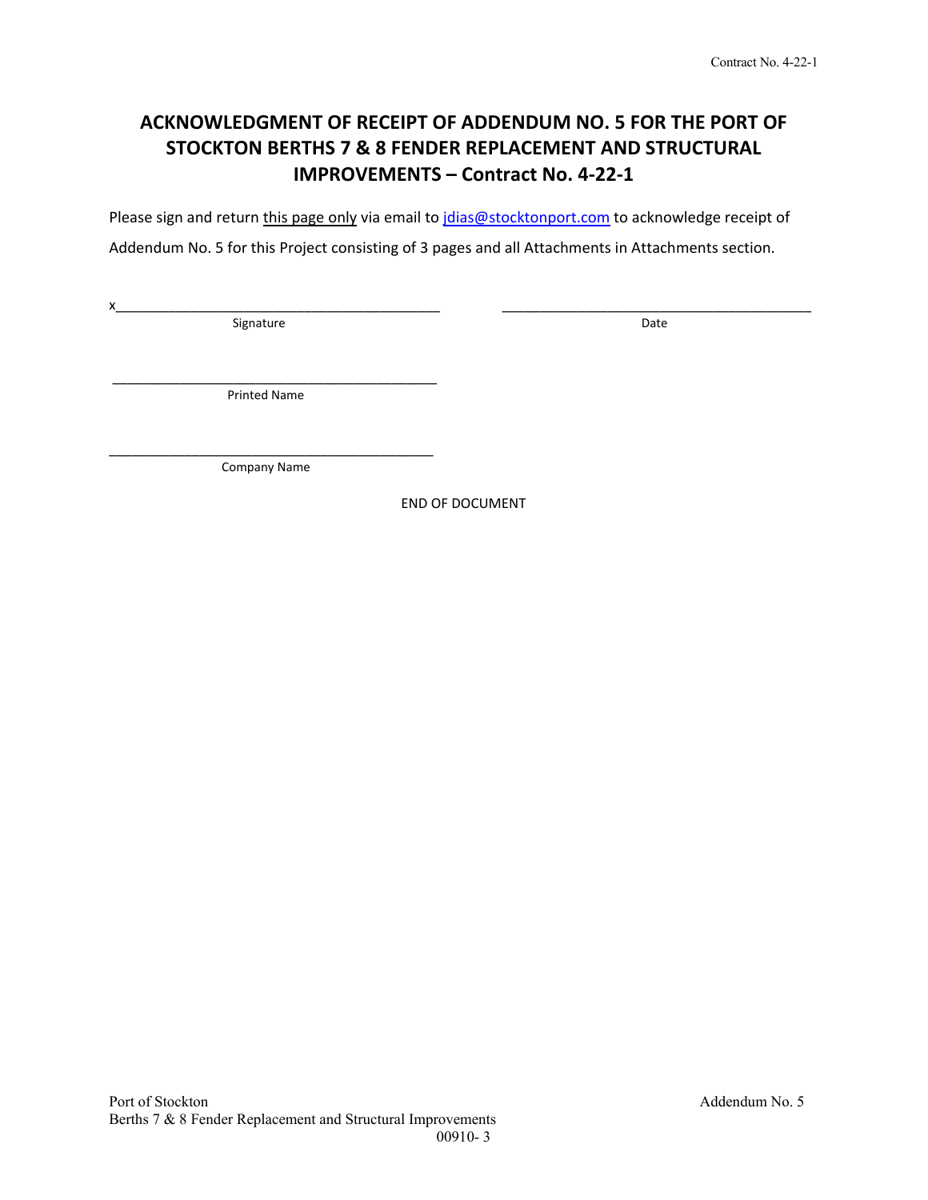# ACKNOWLEDGMENT OF RECEIPT OF ADDENDUM NO. 5 FOR THE PORT OF STOCKTON BERTHS 7 & 8 FENDER REPLACEMENT AND STRUCTURAL IMPROVEMENTS – Contract No. 4-22-1

Please sign and return <u>this page only</u> via email to [jdias@stocktonport.com](mailto:jdias@stocktonport.com) to acknowledge receipt of Addendum No. 5 for this Project consisting of 3 pages and all Attachments in Attachments section.

x_____________________________________________ _____________________________________________

Signature Date

_____________________________________________

Printed Name

_____________________________________________

Company Name

END OF DOCUMENT